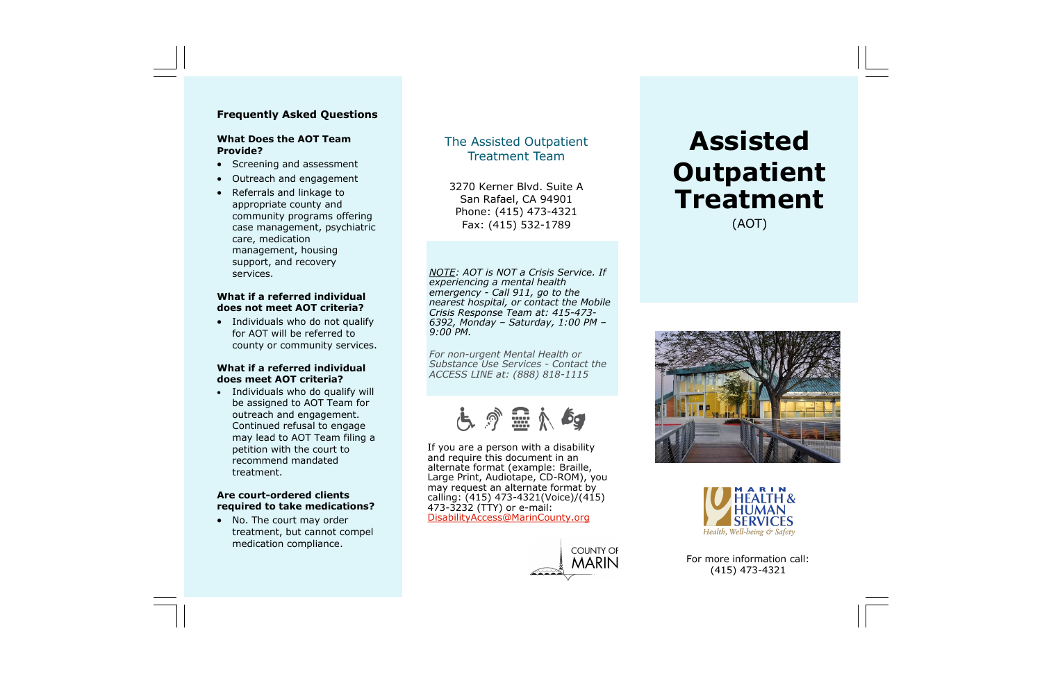## Frequently Asked Questions

### What Does the AOT Team Provide?

- Screening and assessment
- Outreach and engagement
- Referrals and linkage to appropriate county and community programs offering case management, psychiatric care, medication management, housing support, and recovery services.

### What if a referred individual does not meet AOT criteria?

- Individuals who do not qualify for AOT will be referred to county or community services.

### What if a referred individual does meet AOT criteria?

- Individuals who do qualify will be assigned to AOT Team for outreach and engagement. Continued refusal to engage may lead to AOT Team filing a petition with the court to recommend mandated treatment.

### Are court-ordered clients required to take medications?

- No. The court may order treatment, but cannot compel medication compliance.

## The Assisted Outpatient Treatment Team

3270 Kerner Blvd. Suite A
San Rafael, CA 94901
Phone: (415) 473-4321
Fax: (415) 532-1789

*NOTE: AOT is NOT a Crisis Service. If experiencing a mental health emergency - Call 911, go to the nearest hospital, or contact the Mobile Crisis Response Team at: 415-473-6392, Monday – Saturday, 1:00 PM – 9:00 PM.*

*For non-urgent Mental Health or Substance Use Services - Contact the ACCESS LINE at: (888) 818-1115*

If you are a person with a disability and require this document in an alternate format (example: Braille, Large Print, Audiotape, CD-ROM), you may request an alternate format by calling: (415) 473-4321(Voice)/(415) 473-3232 (TTY) or e-mail: DisabilityAccess@MarinCounty.org

COUNTY OF MARIN

# Assisted Outpatient Treatment

(AOT)

MARIN HEALTH & HUMAN SERVICES
Health, Well-being & Safety

For more information call:
(415) 473-4321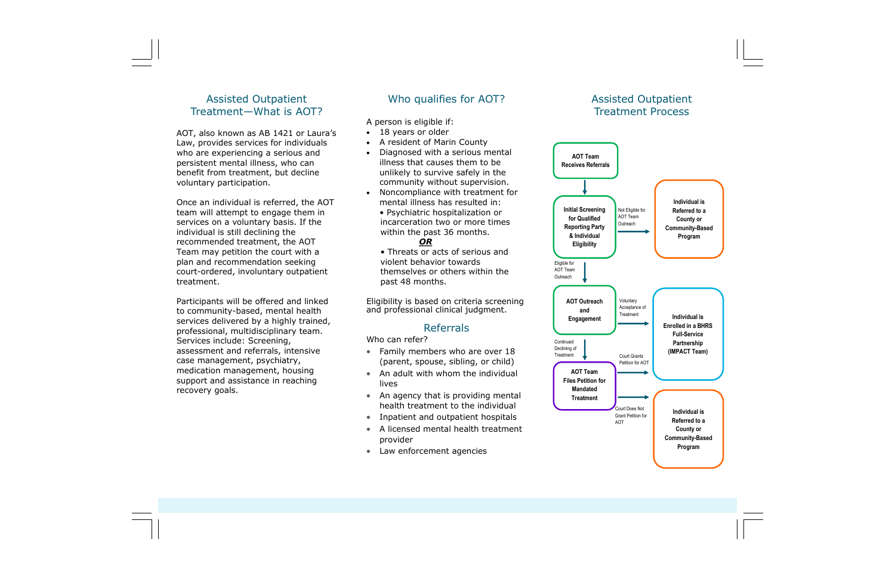## Assisted Outpatient Treatment—What is AOT?

AOT, also known as AB 1421 or Laura's Law, provides services for individuals who are experiencing a serious and persistent mental illness, who can benefit from treatment, but decline voluntary participation.

Once an individual is referred, the AOT team will attempt to engage them in services on a voluntary basis. If the individual is still declining the recommended treatment, the AOT Team may petition the court with a plan and recommendation seeking court-ordered, involuntary outpatient treatment.

Participants will be offered and linked to community-based, mental health services delivered by a highly trained, professional, multidisciplinary team. Services include: Screening, assessment and referrals, intensive case management, psychiatry, medication management, housing support and assistance in reaching recovery goals.

## Who qualifies for AOT?

A person is eligible if:

- 18 years or older
- A resident of Marin County
- Diagnosed with a serious mental illness that causes them to be unlikely to survive safely in the community without supervision.
- Noncompliance with treatment for mental illness has resulted in:
  - • Psychiatric hospitalization or incarceration two or more times within the past 36 months.

    ***OR***
  - • Threats or acts of serious and violent behavior towards themselves or others within the past 48 months.

Eligibility is based on criteria screening and professional clinical judgment.

## Referrals

Who can refer?

- Family members who are over 18 (parent, spouse, sibling, or child)
- An adult with whom the individual lives
- An agency that is providing mental health treatment to the individual
- Inpatient and outpatient hospitals
- A licensed mental health treatment provider
- Law enforcement agencies

## Assisted Outpatient Treatment Process

AOT Team Receives Referrals

Initial Screening for Qualified Reporting Party & Individual Eligibility

Not Eligible for AOT Team Outreach

Individual is Referred to a County or Community-Based Program

Eligible for AOT Team Outreach

AOT Outreach and Engagement

Voluntary Acceptance of Treatment

Individual is Enrolled in a BHRS Full-Service Partnership (IMPACT Team)

Continued Declining of Treatment

AOT Team Files Petition for Mandated Treatment

Court Grants Petition for AOT

Court Does Not Grant Petition for AOT

Individual is Referred to a County or Community-Based Program